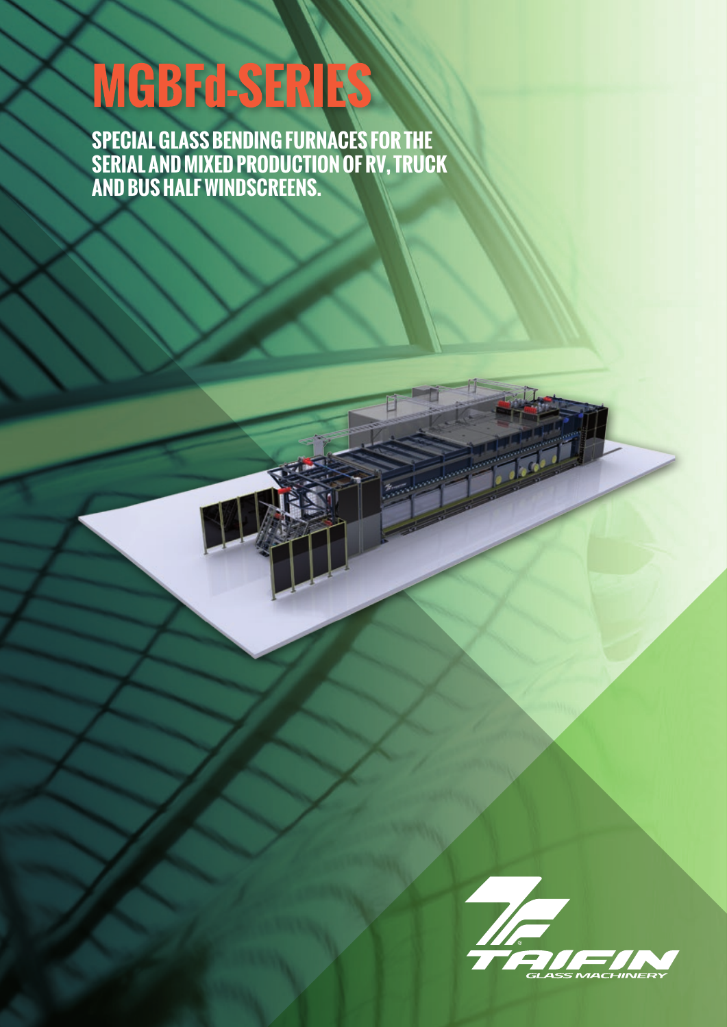# MGBFd-SERIES

**SPECIAL GLASS BENDING FURNACES FOR THE SERIAL AND MIXED PRODUCTION OF RV, TRUCK AND BUS HALF WINDSCREENS.**

TAIFIN
GLASS MACHINERY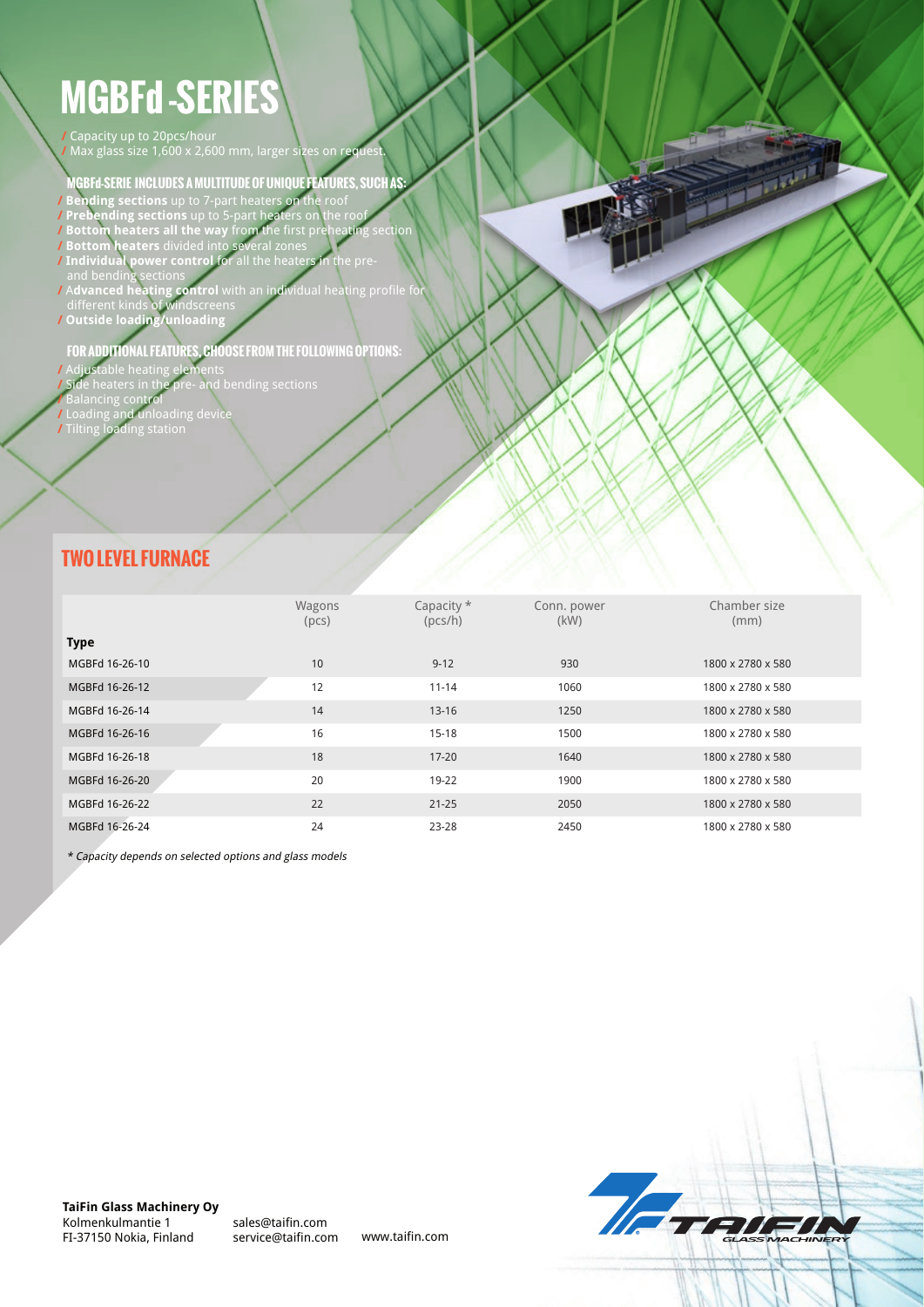# MGBFd -SERIES

/ Capacity up to 20pcs/hour
/ Max glass size 1,600 x 2,600 mm, larger sizes on request.

### MGBFd-SERIE INCLUDES A MULTITUDE OF UNIQUE FEATURES, SUCH AS:

/ **Bending sections** up to 7-part heaters on the roof
/ **Prebending sections** up to 5-part heaters on the roof
/ **Bottom heaters all the way** from the first preheating section
/ **Bottom heaters** divided into several zones
/ **Individual power control** for all the heaters in the pre- and bending sections
/ A**dvanced heating control** with an individual heating profile for different kinds of windscreens
/ **Outside loading/unloading**

### FOR ADDITIONAL FEATURES, CHOOSE FROM THE FOLLOWING OPTIONS:

/ Adjustable heating elements
/ Side heaters in the pre- and bending sections
/ Balancing control
/ Loading and unloading device
/ Tilting loading station

## TWO LEVEL FURNACE

| Type | Wagons (pcs) | Capacity * (pcs/h) | Conn. power (kW) | Chamber size (mm) |
|---|---|---|---|---|
| MGBFd 16-26-10 | 10 | 9-12 | 930 | 1800 x 2780 x 580 |
| MGBFd 16-26-12 | 12 | 11-14 | 1060 | 1800 x 2780 x 580 |
| MGBFd 16-26-14 | 14 | 13-16 | 1250 | 1800 x 2780 x 580 |
| MGBFd 16-26-16 | 16 | 15-18 | 1500 | 1800 x 2780 x 580 |
| MGBFd 16-26-18 | 18 | 17-20 | 1640 | 1800 x 2780 x 580 |
| MGBFd 16-26-20 | 20 | 19-22 | 1900 | 1800 x 2780 x 580 |
| MGBFd 16-26-22 | 22 | 21-25 | 2050 | 1800 x 2780 x 580 |
| MGBFd 16-26-24 | 24 | 23-28 | 2450 | 1800 x 2780 x 580 |

*\* Capacity depends on selected options and glass models*

**TaiFin Glass Machinery Oy**
Kolmenkulmantie 1
FI-37150 Nokia, Finland

sales@taifin.com
service@taifin.com

www.taifin.com

TAIFIN GLASS MACHINERY